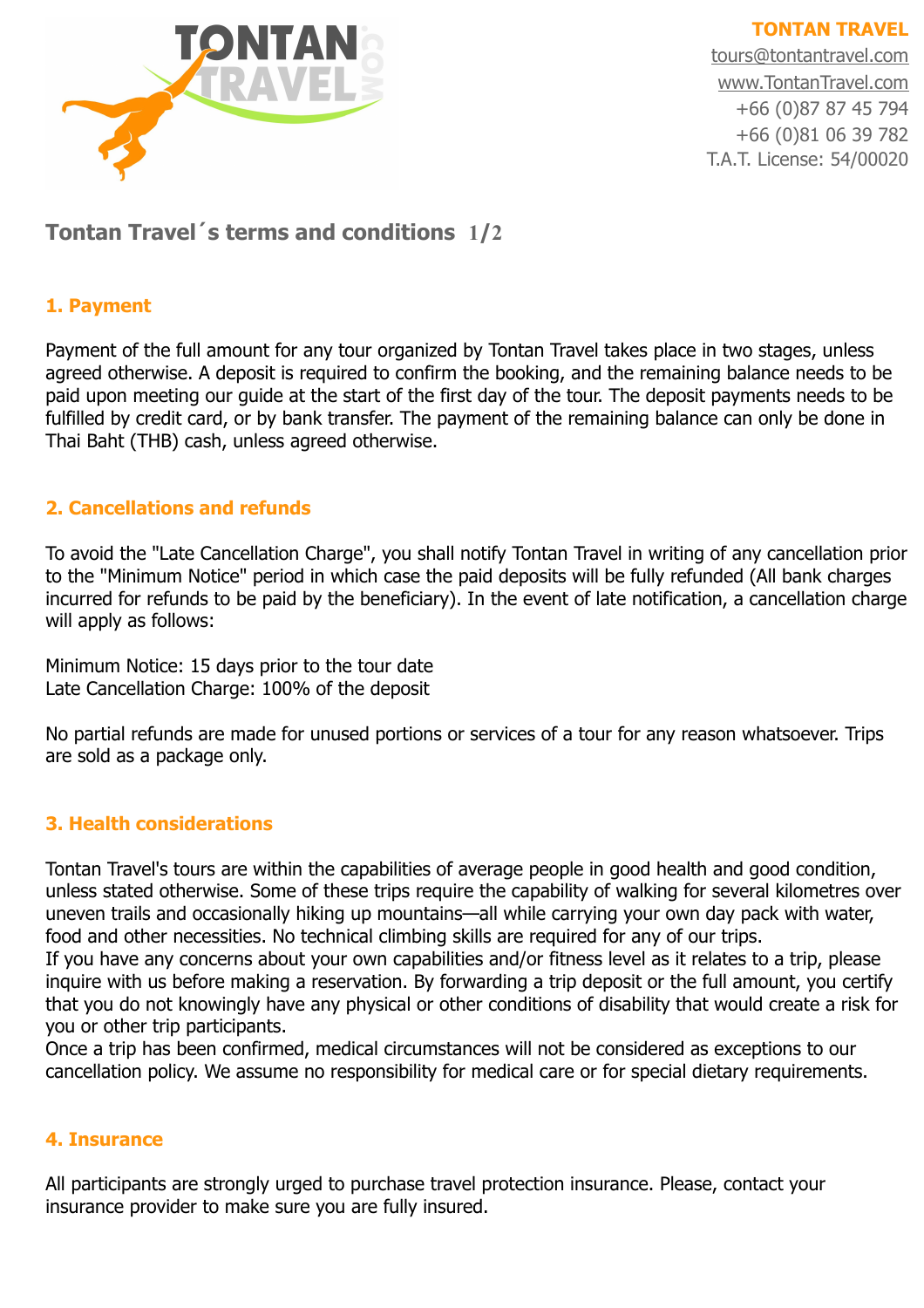**TONTAN TRAVEL**
tours@tontantravel.com
www.TontanTravel.com
+66 (0)87 87 45 794
+66 (0)81 06 39 782
T.A.T. License: 54/00020

# Tontan Travel´s terms and conditions 1/2

## 1. Payment

Payment of the full amount for any tour organized by Tontan Travel takes place in two stages, unless agreed otherwise. A deposit is required to confirm the booking, and the remaining balance needs to be paid upon meeting our guide at the start of the first day of the tour. The deposit payments needs to be fulfilled by credit card, or by bank transfer. The payment of the remaining balance can only be done in Thai Baht (THB) cash, unless agreed otherwise.

## 2. Cancellations and refunds

To avoid the "Late Cancellation Charge", you shall notify Tontan Travel in writing of any cancellation prior to the "Minimum Notice" period in which case the paid deposits will be fully refunded (All bank charges incurred for refunds to be paid by the beneficiary). In the event of late notification, a cancellation charge will apply as follows:

Minimum Notice: 15 days prior to the tour date
Late Cancellation Charge: 100% of the deposit

No partial refunds are made for unused portions or services of a tour for any reason whatsoever. Trips are sold as a package only.

## 3. Health considerations

Tontan Travel's tours are within the capabilities of average people in good health and good condition, unless stated otherwise. Some of these trips require the capability of walking for several kilometres over uneven trails and occasionally hiking up mountains—all while carrying your own day pack with water, food and other necessities. No technical climbing skills are required for any of our trips.
If you have any concerns about your own capabilities and/or fitness level as it relates to a trip, please inquire with us before making a reservation. By forwarding a trip deposit or the full amount, you certify that you do not knowingly have any physical or other conditions of disability that would create a risk for you or other trip participants.
Once a trip has been confirmed, medical circumstances will not be considered as exceptions to our cancellation policy. We assume no responsibility for medical care or for special dietary requirements.

## 4. Insurance

All participants are strongly urged to purchase travel protection insurance. Please, contact your insurance provider to make sure you are fully insured.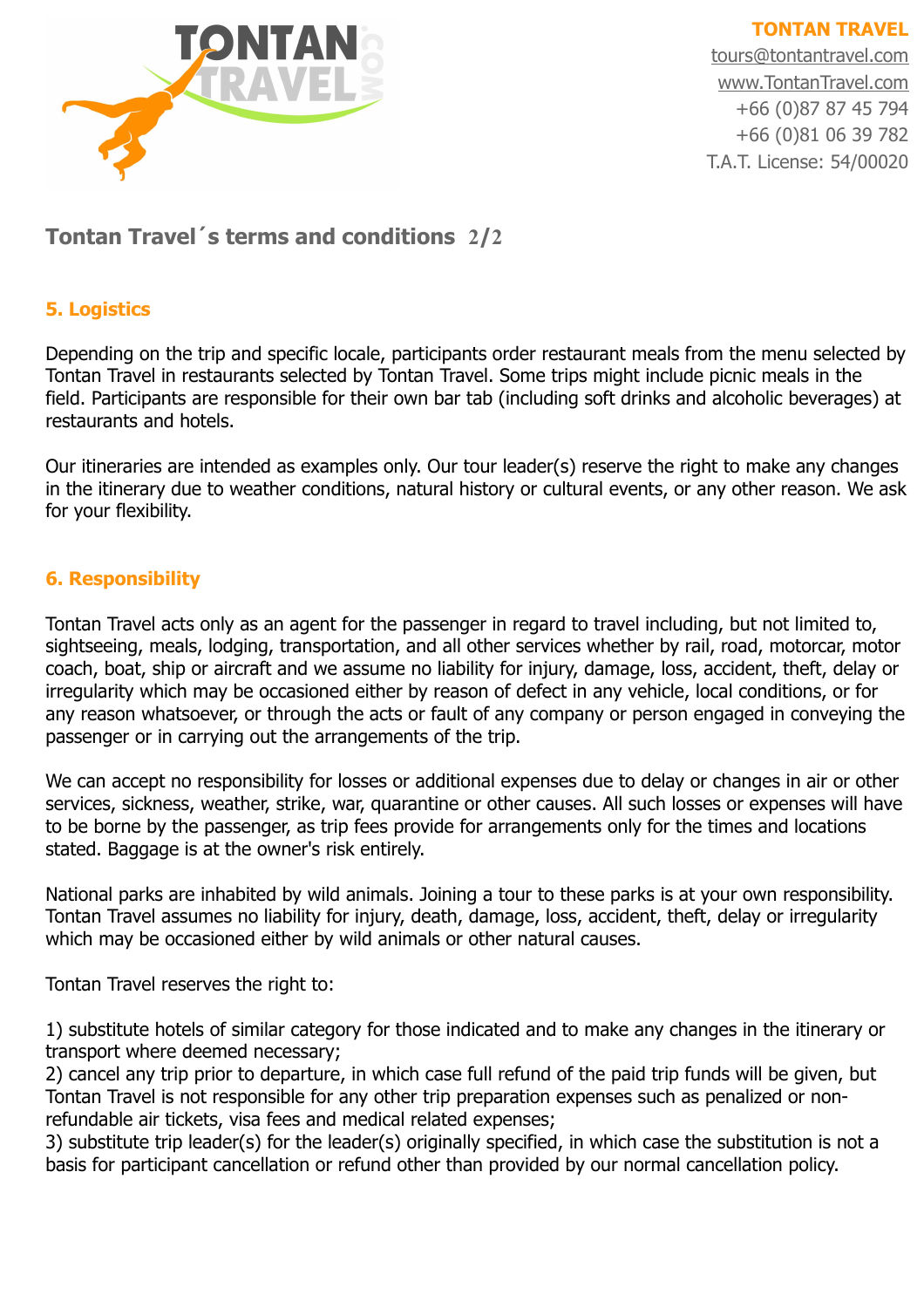TONTAN TRAVEL
tours@tontantravel.com
www.TontanTravel.com
+66 (0)87 87 45 794
+66 (0)81 06 39 782
T.A.T. License: 54/00020

# Tontan Travel´s terms and conditions 2/2

## 5. Logistics

Depending on the trip and specific locale, participants order restaurant meals from the menu selected by Tontan Travel in restaurants selected by Tontan Travel. Some trips might include picnic meals in the field. Participants are responsible for their own bar tab (including soft drinks and alcoholic beverages) at restaurants and hotels.

Our itineraries are intended as examples only. Our tour leader(s) reserve the right to make any changes in the itinerary due to weather conditions, natural history or cultural events, or any other reason. We ask for your flexibility.

## 6. Responsibility

Tontan Travel acts only as an agent for the passenger in regard to travel including, but not limited to, sightseeing, meals, lodging, transportation, and all other services whether by rail, road, motorcar, motor coach, boat, ship or aircraft and we assume no liability for injury, damage, loss, accident, theft, delay or irregularity which may be occasioned either by reason of defect in any vehicle, local conditions, or for any reason whatsoever, or through the acts or fault of any company or person engaged in conveying the passenger or in carrying out the arrangements of the trip.

We can accept no responsibility for losses or additional expenses due to delay or changes in air or other services, sickness, weather, strike, war, quarantine or other causes. All such losses or expenses will have to be borne by the passenger, as trip fees provide for arrangements only for the times and locations stated. Baggage is at the owner's risk entirely.

National parks are inhabited by wild animals. Joining a tour to these parks is at your own responsibility. Tontan Travel assumes no liability for injury, death, damage, loss, accident, theft, delay or irregularity which may be occasioned either by wild animals or other natural causes.

Tontan Travel reserves the right to:

1) substitute hotels of similar category for those indicated and to make any changes in the itinerary or transport where deemed necessary;
2) cancel any trip prior to departure, in which case full refund of the paid trip funds will be given, but Tontan Travel is not responsible for any other trip preparation expenses such as penalized or non-refundable air tickets, visa fees and medical related expenses;
3) substitute trip leader(s) for the leader(s) originally specified, in which case the substitution is not a basis for participant cancellation or refund other than provided by our normal cancellation policy.